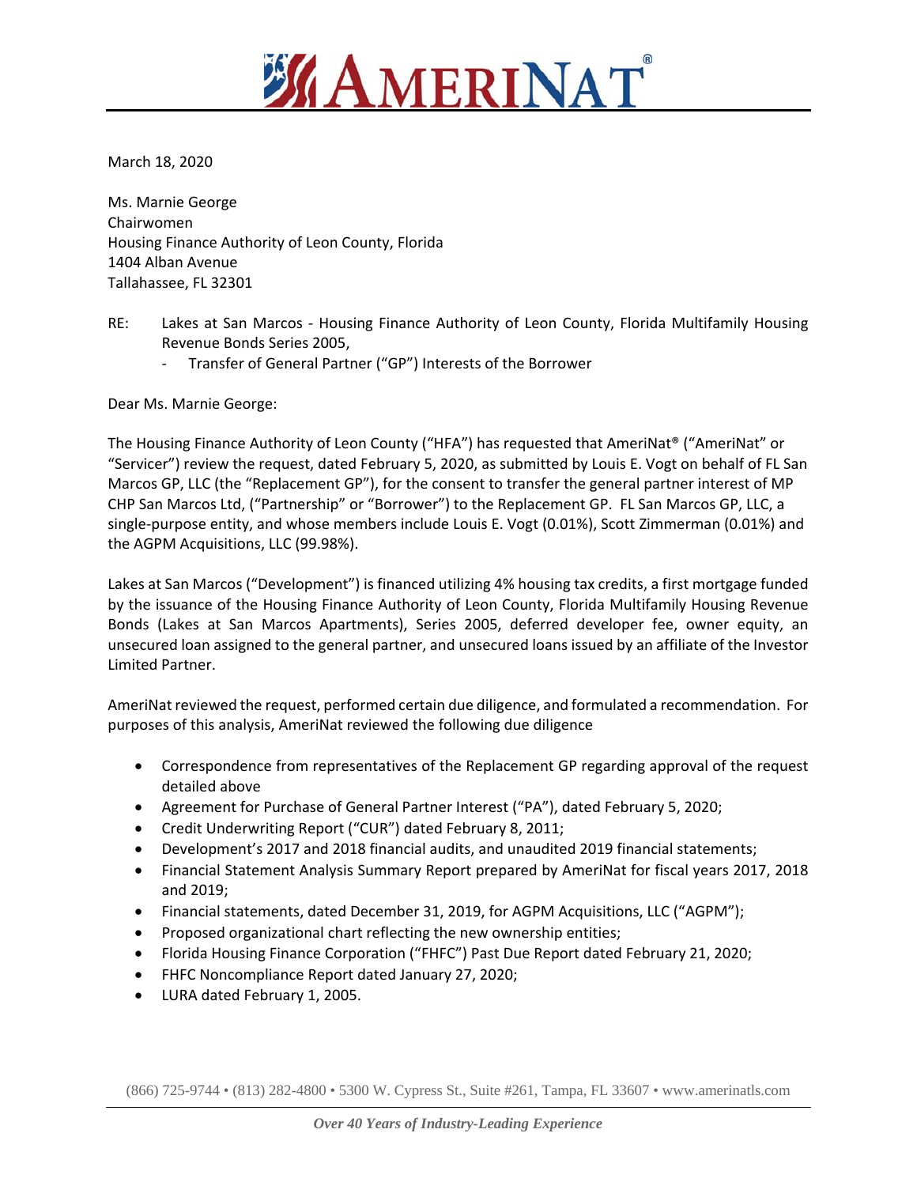# AMERINAT®

March 18, 2020

Ms. Marnie George
Chairwomen
Housing Finance Authority of Leon County, Florida
1404 Alban Avenue
Tallahassee, FL 32301

RE: Lakes at San Marcos - Housing Finance Authority of Leon County, Florida Multifamily Housing Revenue Bonds Series 2005,
- Transfer of General Partner ("GP") Interests of the Borrower

Dear Ms. Marnie George:

The Housing Finance Authority of Leon County ("HFA") has requested that AmeriNat® ("AmeriNat" or "Servicer") review the request, dated February 5, 2020, as submitted by Louis E. Vogt on behalf of FL San Marcos GP, LLC (the "Replacement GP"), for the consent to transfer the general partner interest of MP CHP San Marcos Ltd, ("Partnership" or "Borrower") to the Replacement GP. FL San Marcos GP, LLC, a single-purpose entity, and whose members include Louis E. Vogt (0.01%), Scott Zimmerman (0.01%) and the AGPM Acquisitions, LLC (99.98%).

Lakes at San Marcos ("Development") is financed utilizing 4% housing tax credits, a first mortgage funded by the issuance of the Housing Finance Authority of Leon County, Florida Multifamily Housing Revenue Bonds (Lakes at San Marcos Apartments), Series 2005, deferred developer fee, owner equity, an unsecured loan assigned to the general partner, and unsecured loans issued by an affiliate of the Investor Limited Partner.

AmeriNat reviewed the request, performed certain due diligence, and formulated a recommendation. For purposes of this analysis, AmeriNat reviewed the following due diligence

- Correspondence from representatives of the Replacement GP regarding approval of the request detailed above
- Agreement for Purchase of General Partner Interest ("PA"), dated February 5, 2020;
- Credit Underwriting Report ("CUR") dated February 8, 2011;
- Development's 2017 and 2018 financial audits, and unaudited 2019 financial statements;
- Financial Statement Analysis Summary Report prepared by AmeriNat for fiscal years 2017, 2018 and 2019;
- Financial statements, dated December 31, 2019, for AGPM Acquisitions, LLC ("AGPM");
- Proposed organizational chart reflecting the new ownership entities;
- Florida Housing Finance Corporation ("FHFC") Past Due Report dated February 21, 2020;
- FHFC Noncompliance Report dated January 27, 2020;
- LURA dated February 1, 2005.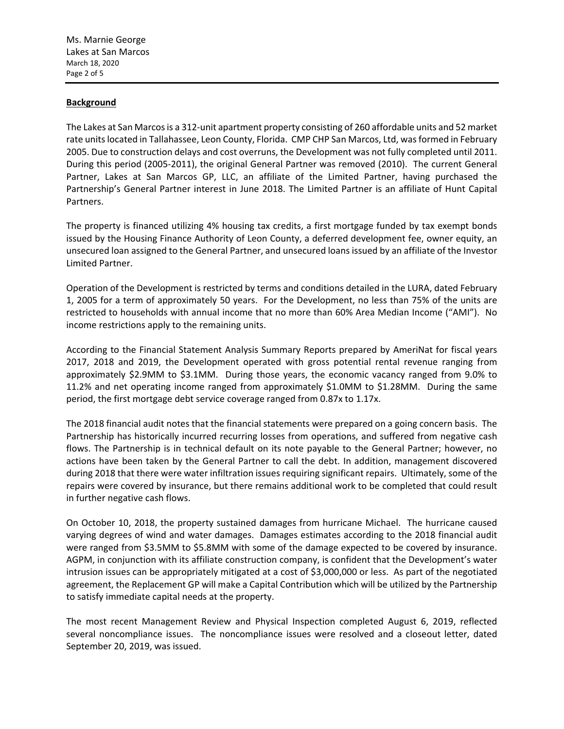## Background

The Lakes at San Marcos is a 312-unit apartment property consisting of 260 affordable units and 52 market rate units located in Tallahassee, Leon County, Florida. CMP CHP San Marcos, Ltd, was formed in February 2005. Due to construction delays and cost overruns, the Development was not fully completed until 2011. During this period (2005-2011), the original General Partner was removed (2010). The current General Partner, Lakes at San Marcos GP, LLC, an affiliate of the Limited Partner, having purchased the Partnership's General Partner interest in June 2018. The Limited Partner is an affiliate of Hunt Capital Partners.

The property is financed utilizing 4% housing tax credits, a first mortgage funded by tax exempt bonds issued by the Housing Finance Authority of Leon County, a deferred development fee, owner equity, an unsecured loan assigned to the General Partner, and unsecured loans issued by an affiliate of the Investor Limited Partner.

Operation of the Development is restricted by terms and conditions detailed in the LURA, dated February 1, 2005 for a term of approximately 50 years. For the Development, no less than 75% of the units are restricted to households with annual income that no more than 60% Area Median Income ("AMI"). No income restrictions apply to the remaining units.

According to the Financial Statement Analysis Summary Reports prepared by AmeriNat for fiscal years 2017, 2018 and 2019, the Development operated with gross potential rental revenue ranging from approximately $2.9MM to $3.1MM. During those years, the economic vacancy ranged from 9.0% to 11.2% and net operating income ranged from approximately $1.0MM to $1.28MM. During the same period, the first mortgage debt service coverage ranged from 0.87x to 1.17x.

The 2018 financial audit notes that the financial statements were prepared on a going concern basis. The Partnership has historically incurred recurring losses from operations, and suffered from negative cash flows. The Partnership is in technical default on its note payable to the General Partner; however, no actions have been taken by the General Partner to call the debt. In addition, management discovered during 2018 that there were water infiltration issues requiring significant repairs. Ultimately, some of the repairs were covered by insurance, but there remains additional work to be completed that could result in further negative cash flows.

On October 10, 2018, the property sustained damages from hurricane Michael. The hurricane caused varying degrees of wind and water damages. Damages estimates according to the 2018 financial audit were ranged from $3.5MM to $5.8MM with some of the damage expected to be covered by insurance. AGPM, in conjunction with its affiliate construction company, is confident that the Development's water intrusion issues can be appropriately mitigated at a cost of $3,000,000 or less. As part of the negotiated agreement, the Replacement GP will make a Capital Contribution which will be utilized by the Partnership to satisfy immediate capital needs at the property.

The most recent Management Review and Physical Inspection completed August 6, 2019, reflected several noncompliance issues. The noncompliance issues were resolved and a closeout letter, dated September 20, 2019, was issued.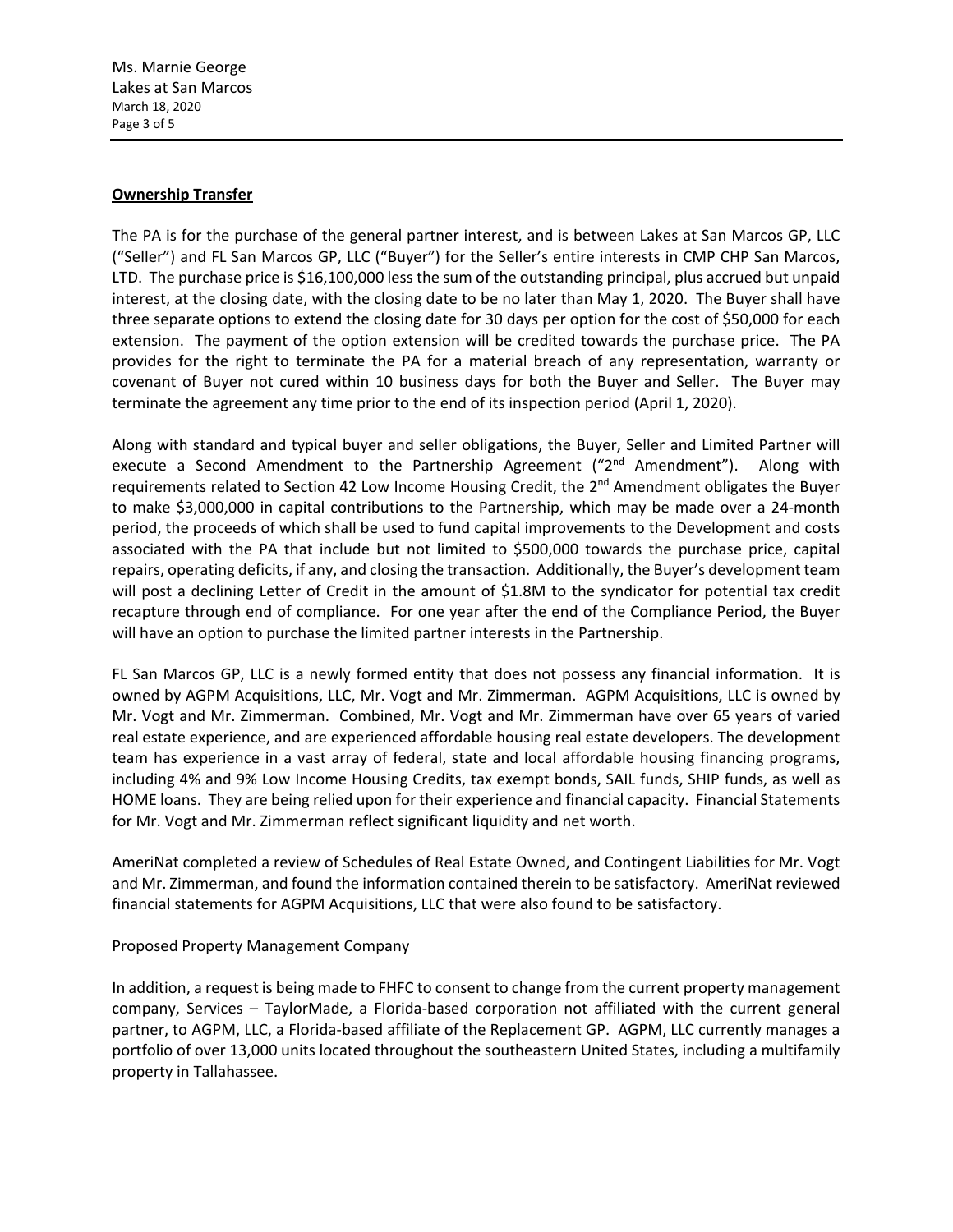**Ownership Transfer**

The PA is for the purchase of the general partner interest, and is between Lakes at San Marcos GP, LLC ("Seller") and FL San Marcos GP, LLC ("Buyer") for the Seller's entire interests in CMP CHP San Marcos, LTD. The purchase price is $16,100,000 less the sum of the outstanding principal, plus accrued but unpaid interest, at the closing date, with the closing date to be no later than May 1, 2020. The Buyer shall have three separate options to extend the closing date for 30 days per option for the cost of $50,000 for each extension. The payment of the option extension will be credited towards the purchase price. The PA provides for the right to terminate the PA for a material breach of any representation, warranty or covenant of Buyer not cured within 10 business days for both the Buyer and Seller. The Buyer may terminate the agreement any time prior to the end of its inspection period (April 1, 2020).

Along with standard and typical buyer and seller obligations, the Buyer, Seller and Limited Partner will execute a Second Amendment to the Partnership Agreement ("2nd Amendment"). Along with requirements related to Section 42 Low Income Housing Credit, the 2nd Amendment obligates the Buyer to make $3,000,000 in capital contributions to the Partnership, which may be made over a 24-month period, the proceeds of which shall be used to fund capital improvements to the Development and costs associated with the PA that include but not limited to $500,000 towards the purchase price, capital repairs, operating deficits, if any, and closing the transaction. Additionally, the Buyer's development team will post a declining Letter of Credit in the amount of $1.8M to the syndicator for potential tax credit recapture through end of compliance. For one year after the end of the Compliance Period, the Buyer will have an option to purchase the limited partner interests in the Partnership.

FL San Marcos GP, LLC is a newly formed entity that does not possess any financial information. It is owned by AGPM Acquisitions, LLC, Mr. Vogt and Mr. Zimmerman. AGPM Acquisitions, LLC is owned by Mr. Vogt and Mr. Zimmerman. Combined, Mr. Vogt and Mr. Zimmerman have over 65 years of varied real estate experience, and are experienced affordable housing real estate developers. The development team has experience in a vast array of federal, state and local affordable housing financing programs, including 4% and 9% Low Income Housing Credits, tax exempt bonds, SAIL funds, SHIP funds, as well as HOME loans. They are being relied upon for their experience and financial capacity. Financial Statements for Mr. Vogt and Mr. Zimmerman reflect significant liquidity and net worth.

AmeriNat completed a review of Schedules of Real Estate Owned, and Contingent Liabilities for Mr. Vogt and Mr. Zimmerman, and found the information contained therein to be satisfactory. AmeriNat reviewed financial statements for AGPM Acquisitions, LLC that were also found to be satisfactory.

Proposed Property Management Company

In addition, a request is being made to FHFC to consent to change from the current property management company, Services – TaylorMade, a Florida-based corporation not affiliated with the current general partner, to AGPM, LLC, a Florida-based affiliate of the Replacement GP. AGPM, LLC currently manages a portfolio of over 13,000 units located throughout the southeastern United States, including a multifamily property in Tallahassee.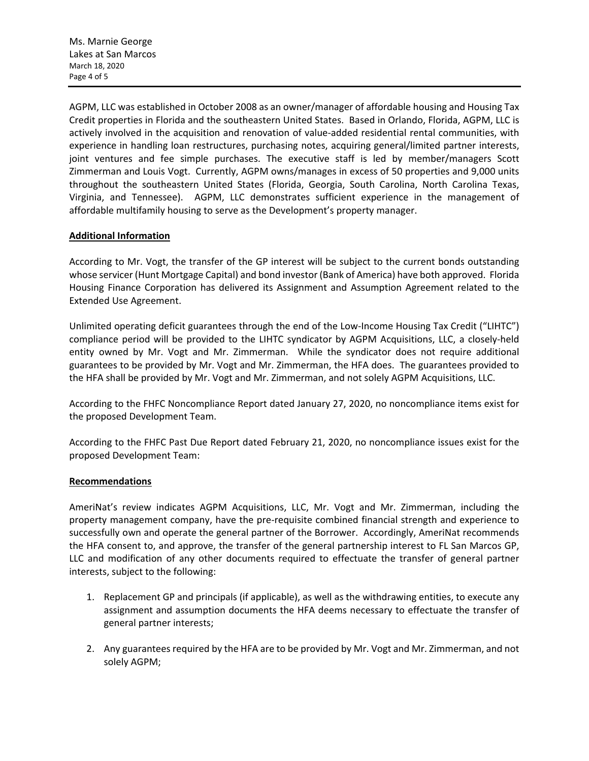AGPM, LLC was established in October 2008 as an owner/manager of affordable housing and Housing Tax Credit properties in Florida and the southeastern United States. Based in Orlando, Florida, AGPM, LLC is actively involved in the acquisition and renovation of value-added residential rental communities, with experience in handling loan restructures, purchasing notes, acquiring general/limited partner interests, joint ventures and fee simple purchases. The executive staff is led by member/managers Scott Zimmerman and Louis Vogt. Currently, AGPM owns/manages in excess of 50 properties and 9,000 units throughout the southeastern United States (Florida, Georgia, South Carolina, North Carolina Texas, Virginia, and Tennessee). AGPM, LLC demonstrates sufficient experience in the management of affordable multifamily housing to serve as the Development's property manager.

**Additional Information**

According to Mr. Vogt, the transfer of the GP interest will be subject to the current bonds outstanding whose servicer (Hunt Mortgage Capital) and bond investor (Bank of America) have both approved. Florida Housing Finance Corporation has delivered its Assignment and Assumption Agreement related to the Extended Use Agreement.

Unlimited operating deficit guarantees through the end of the Low-Income Housing Tax Credit ("LIHTC") compliance period will be provided to the LIHTC syndicator by AGPM Acquisitions, LLC, a closely-held entity owned by Mr. Vogt and Mr. Zimmerman. While the syndicator does not require additional guarantees to be provided by Mr. Vogt and Mr. Zimmerman, the HFA does. The guarantees provided to the HFA shall be provided by Mr. Vogt and Mr. Zimmerman, and not solely AGPM Acquisitions, LLC.

According to the FHFC Noncompliance Report dated January 27, 2020, no noncompliance items exist for the proposed Development Team.

According to the FHFC Past Due Report dated February 21, 2020, no noncompliance issues exist for the proposed Development Team:

**Recommendations**

AmeriNat's review indicates AGPM Acquisitions, LLC, Mr. Vogt and Mr. Zimmerman, including the property management company, have the pre-requisite combined financial strength and experience to successfully own and operate the general partner of the Borrower. Accordingly, AmeriNat recommends the HFA consent to, and approve, the transfer of the general partnership interest to FL San Marcos GP, LLC and modification of any other documents required to effectuate the transfer of general partner interests, subject to the following:

1. Replacement GP and principals (if applicable), as well as the withdrawing entities, to execute any assignment and assumption documents the HFA deems necessary to effectuate the transfer of general partner interests;
2. Any guarantees required by the HFA are to be provided by Mr. Vogt and Mr. Zimmerman, and not solely AGPM;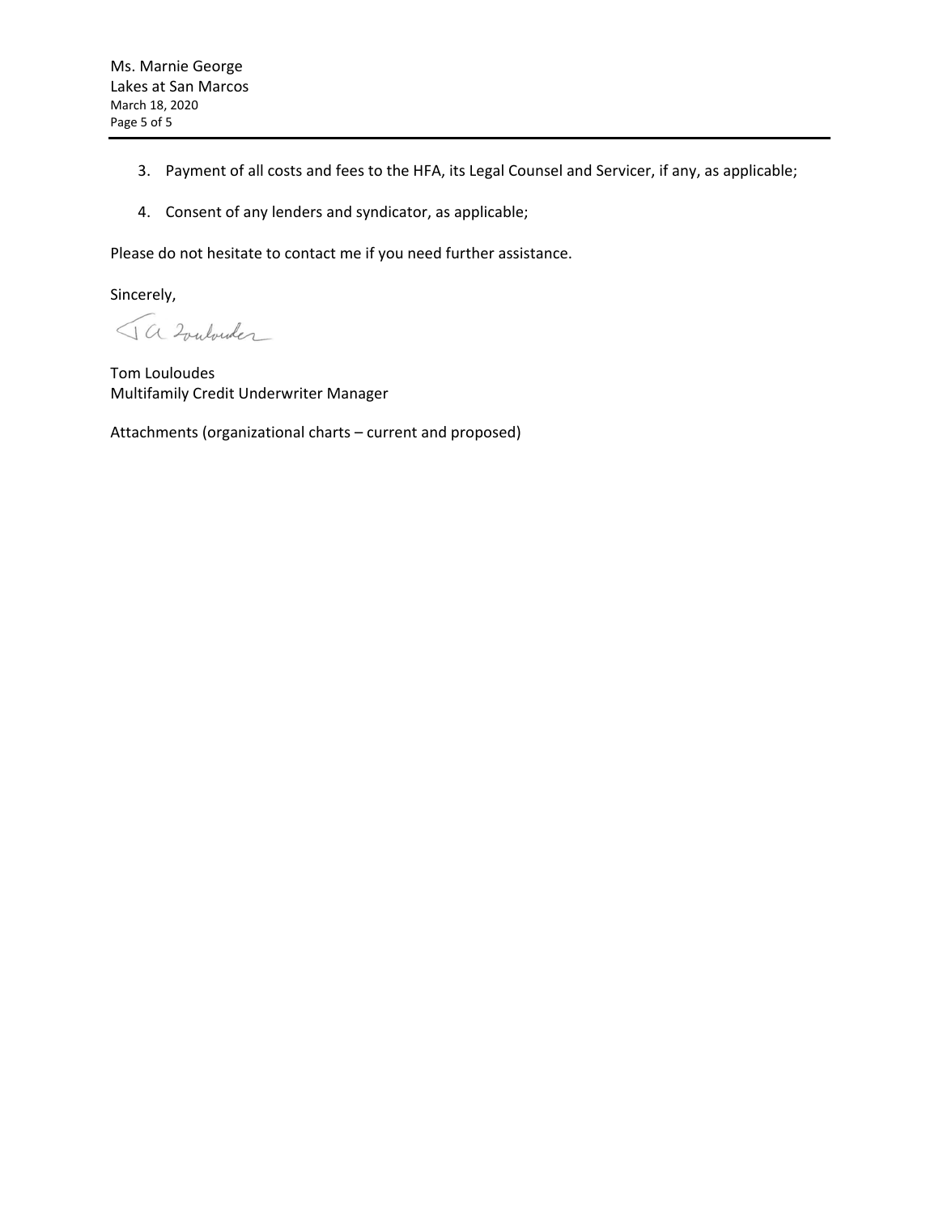3. Payment of all costs and fees to the HFA, its Legal Counsel and Servicer, if any, as applicable;

4. Consent of any lenders and syndicator, as applicable;

Please do not hesitate to contact me if you need further assistance.

Sincerely,

Tom Louloudes
Multifamily Credit Underwriter Manager

Attachments (organizational charts – current and proposed)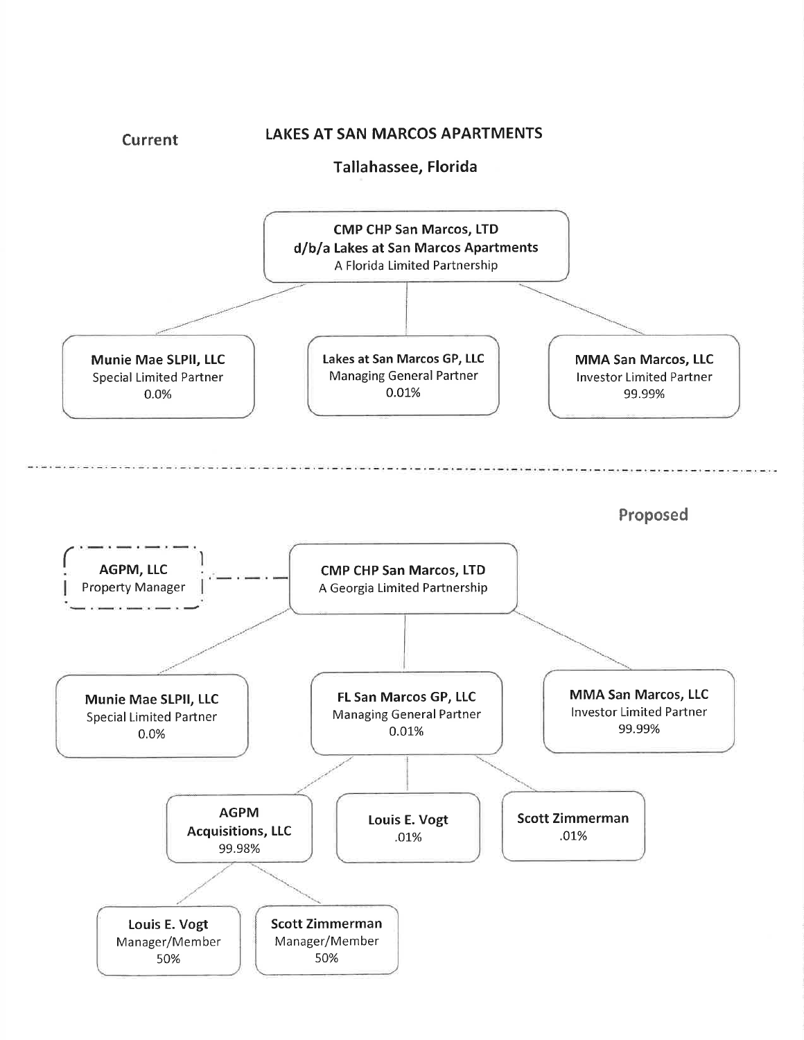**Current**

## LAKES AT SAN MARCOS APARTMENTS

### Tallahassee, Florida

**CMP CHP San Marcos, LTD**
**d/b/a Lakes at San Marcos Apartments**
A Florida Limited Partnership

**Munie Mae SLPII, LLC**
Special Limited Partner
0.0%

**Lakes at San Marcos GP, LLC**
Managing General Partner
0.01%

**MMA San Marcos, LLC**
Investor Limited Partner
99.99%

---

**Proposed**

**AGPM, LLC**
Property Manager

**CMP CHP San Marcos, LTD**
A Georgia Limited Partnership

**Munie Mae SLPII, LLC**
Special Limited Partner
0.0%

**FL San Marcos GP, LLC**
Managing General Partner
0.01%

**MMA San Marcos, LLC**
Investor Limited Partner
99.99%

**AGPM Acquisitions, LLC**
99.98%

**Louis E. Vogt**
.01%

**Scott Zimmerman**
.01%

**Louis E. Vogt**
Manager/Member
50%

**Scott Zimmerman**
Manager/Member
50%